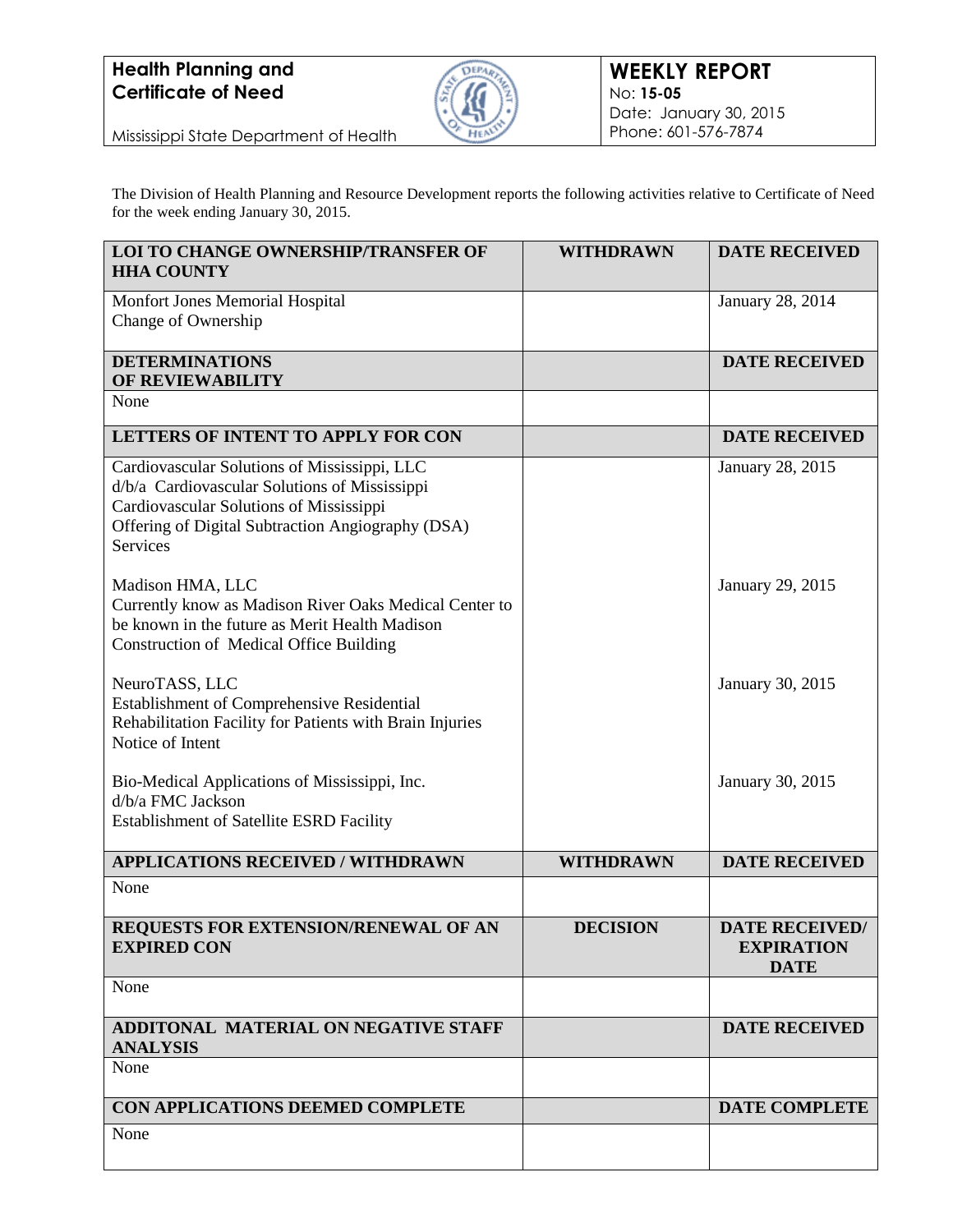**Health Planning and Certificate of Need**

Mississippi State Department of Health

**WEEKLY REPORT**
No: **15-05**
Date: January 30, 2015
Phone: 601-576-7874

The Division of Health Planning and Resource Development reports the following activities relative to Certificate of Need for the week ending January 30, 2015.

| **LOI TO CHANGE OWNERSHIP/TRANSFER OF HHA COUNTY** | **WITHDRAWN** | **DATE RECEIVED** |
|---|---|---|
| Monfort Jones Memorial Hospital<br>Change of Ownership | | January 28, 2014 |
| **DETERMINATIONS OF REVIEWABILITY** | | **DATE RECEIVED** |
| None | | |
| **LETTERS OF INTENT TO APPLY FOR CON** | | **DATE RECEIVED** |
| Cardiovascular Solutions of Mississippi, LLC<br>d/b/a Cardiovascular Solutions of Mississippi<br>Cardiovascular Solutions of Mississippi<br>Offering of Digital Subtraction Angiography (DSA) Services | | January 28, 2015 |
| Madison HMA, LLC<br>Currently know as Madison River Oaks Medical Center to be known in the future as Merit Health Madison<br>Construction of Medical Office Building | | January 29, 2015 |
| NeuroTASS, LLC<br>Establishment of Comprehensive Residential Rehabilitation Facility for Patients with Brain Injuries<br>Notice of Intent | | January 30, 2015 |
| Bio-Medical Applications of Mississippi, Inc.<br>d/b/a FMC Jackson<br>Establishment of Satellite ESRD Facility | | January 30, 2015 |
| **APPLICATIONS RECEIVED / WITHDRAWN** | **WITHDRAWN** | **DATE RECEIVED** |
| None | | |
| **REQUESTS FOR EXTENSION/RENEWAL OF AN EXPIRED CON** | **DECISION** | **DATE RECEIVED/ EXPIRATION DATE** |
| None | | |
| **ADDITONAL MATERIAL ON NEGATIVE STAFF ANALYSIS** | | **DATE RECEIVED** |
| None | | |
| **CON APPLICATIONS DEEMED COMPLETE** | | **DATE COMPLETE** |
| None | | |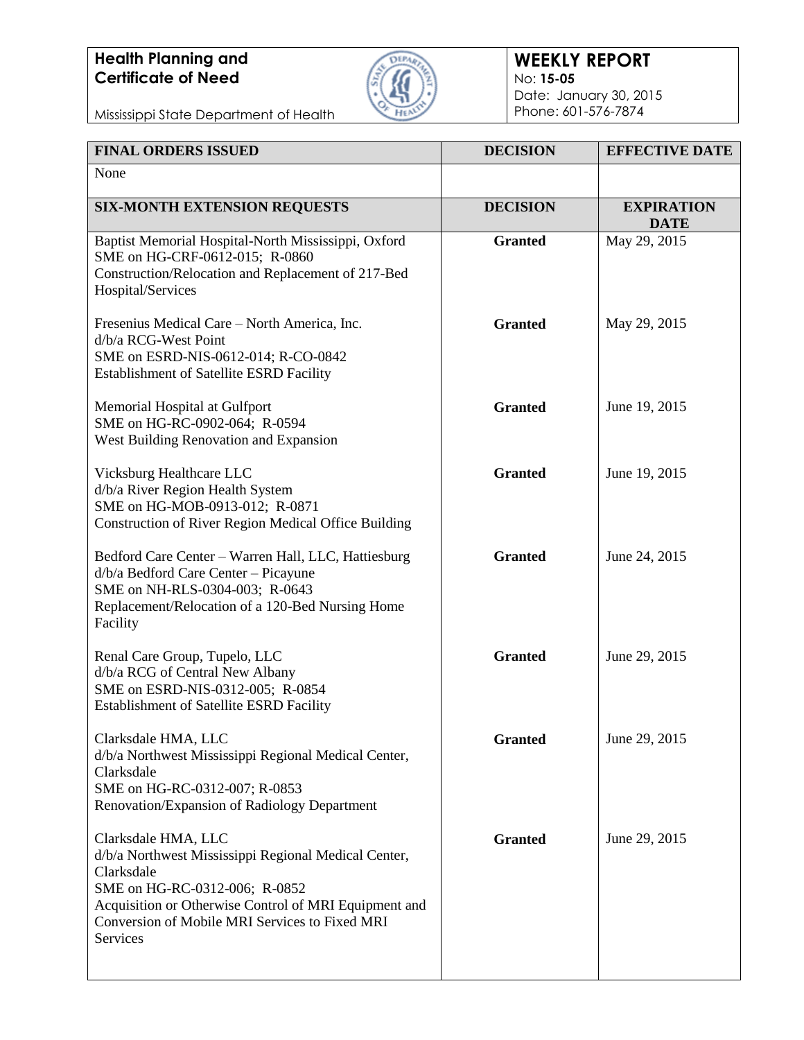**Health Planning and Certificate of Need**

Mississippi State Department of Health

**WEEKLY REPORT**
No: **15-05**
Date: January 30, 2015
Phone: 601-576-7874

| FINAL ORDERS ISSUED | DECISION | EFFECTIVE DATE |
|---|---|---|
| None | | |

| SIX-MONTH EXTENSION REQUESTS | DECISION | EXPIRATION DATE |
|---|---|---|
| Baptist Memorial Hospital-North Mississippi, Oxford<br>SME on HG-CRF-0612-015; R-0860<br>Construction/Relocation and Replacement of 217-Bed Hospital/Services | **Granted** | May 29, 2015 |
| Fresenius Medical Care – North America, Inc.<br>d/b/a RCG-West Point<br>SME on ESRD-NIS-0612-014; R-CO-0842<br>Establishment of Satellite ESRD Facility | **Granted** | May 29, 2015 |
| Memorial Hospital at Gulfport<br>SME on HG-RC-0902-064; R-0594<br>West Building Renovation and Expansion | **Granted** | June 19, 2015 |
| Vicksburg Healthcare LLC<br>d/b/a River Region Health System<br>SME on HG-MOB-0913-012; R-0871<br>Construction of River Region Medical Office Building | **Granted** | June 19, 2015 |
| Bedford Care Center – Warren Hall, LLC, Hattiesburg<br>d/b/a Bedford Care Center – Picayune<br>SME on NH-RLS-0304-003; R-0643<br>Replacement/Relocation of a 120-Bed Nursing Home Facility | **Granted** | June 24, 2015 |
| Renal Care Group, Tupelo, LLC<br>d/b/a RCG of Central New Albany<br>SME on ESRD-NIS-0312-005; R-0854<br>Establishment of Satellite ESRD Facility | **Granted** | June 29, 2015 |
| Clarksdale HMA, LLC<br>d/b/a Northwest Mississippi Regional Medical Center, Clarksdale<br>SME on HG-RC-0312-007; R-0853<br>Renovation/Expansion of Radiology Department | **Granted** | June 29, 2015 |
| Clarksdale HMA, LLC<br>d/b/a Northwest Mississippi Regional Medical Center, Clarksdale<br>SME on HG-RC-0312-006; R-0852<br>Acquisition or Otherwise Control of MRI Equipment and Conversion of Mobile MRI Services to Fixed MRI Services | **Granted** | June 29, 2015 |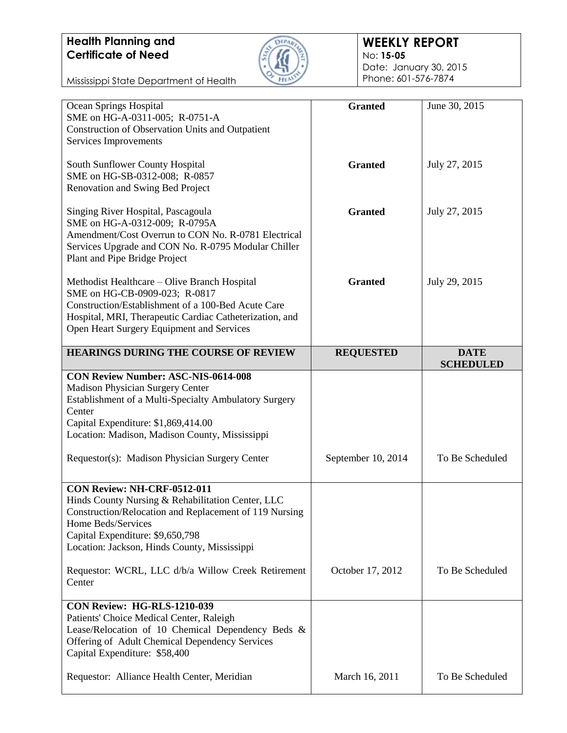| | | |
|---|---|---|
| Ocean Springs Hospital<br>SME on HG-A-0311-005; R-0751-A<br>Construction of Observation Units and Outpatient Services Improvements | **Granted** | June 30, 2015 |
| South Sunflower County Hospital<br>SME on HG-SB-0312-008; R-0857<br>Renovation and Swing Bed Project | **Granted** | July 27, 2015 |
| Singing River Hospital, Pascagoula<br>SME on HG-A-0312-009; R-0795A<br>Amendment/Cost Overrun to CON No. R-0781 Electrical Services Upgrade and CON No. R-0795 Modular Chiller Plant and Pipe Bridge Project | **Granted** | July 27, 2015 |
| Methodist Healthcare – Olive Branch Hospital<br>SME on HG-CB-0909-023; R-0817<br>Construction/Establishment of a 100-Bed Acute Care Hospital, MRI, Therapeutic Cardiac Catheterization, and Open Heart Surgery Equipment and Services | **Granted** | July 29, 2015 |

| HEARINGS DURING THE COURSE OF REVIEW | REQUESTED | DATE SCHEDULED |
|---|---|---|
| **CON Review Number: ASC-NIS-0614-008**<br>Madison Physician Surgery Center<br>Establishment of a Multi-Specialty Ambulatory Surgery Center<br>Capital Expenditure: $1,869,414.00<br>Location: Madison, Madison County, Mississippi<br><br>Requestor(s): Madison Physician Surgery Center | September 10, 2014 | To Be Scheduled |
| **CON Review: NH-CRF-0512-011**<br>Hinds County Nursing & Rehabilitation Center, LLC<br>Construction/Relocation and Replacement of 119 Nursing Home Beds/Services<br>Capital Expenditure: $9,650,798<br>Location: Jackson, Hinds County, Mississippi<br><br>Requestor: WCRL, LLC d/b/a Willow Creek Retirement Center | October 17, 2012 | To Be Scheduled |
| **CON Review: HG-RLS-1210-039**<br>Patients' Choice Medical Center, Raleigh<br>Lease/Relocation of 10 Chemical Dependency Beds & Offering of Adult Chemical Dependency Services<br>Capital Expenditure: $58,400<br><br>Requestor: Alliance Health Center, Meridian | March 16, 2011 | To Be Scheduled |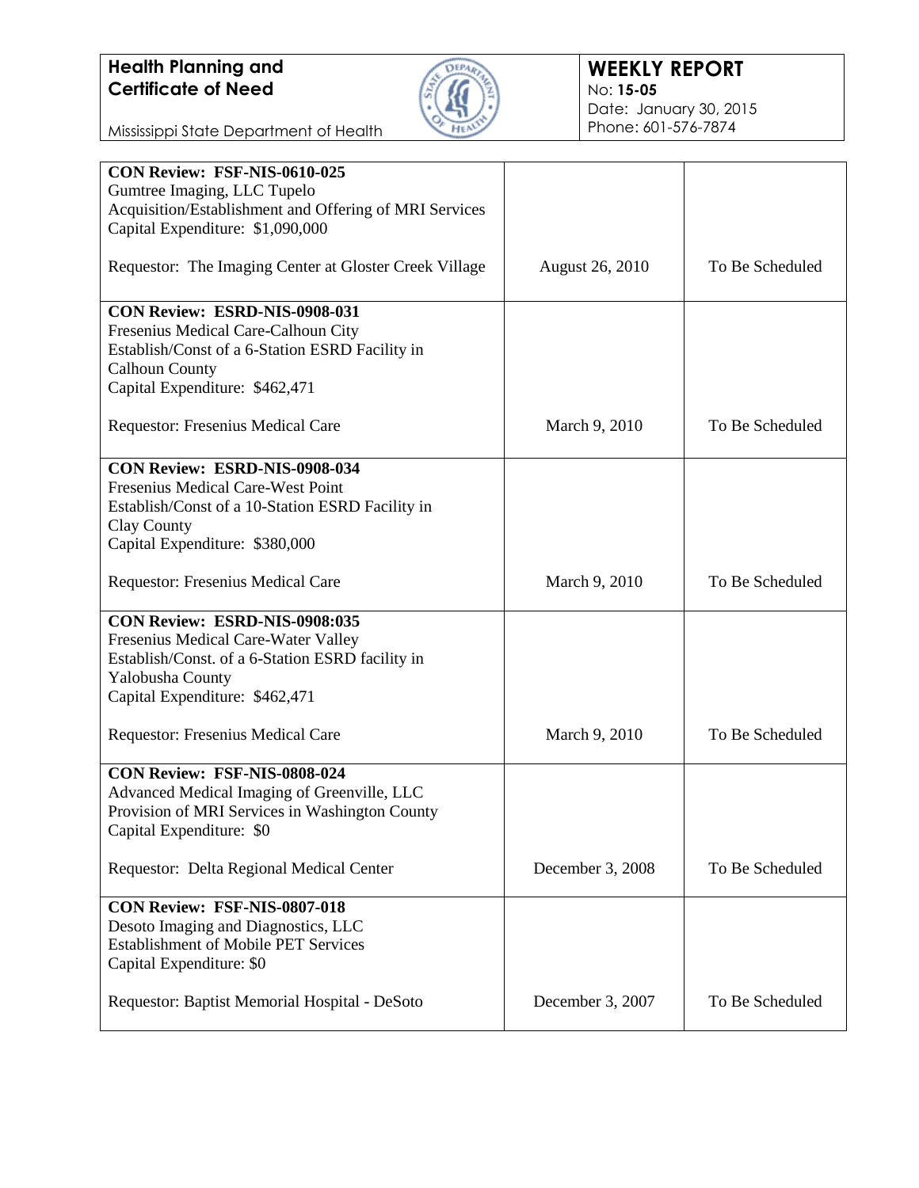**Health Planning and Certificate of Need**

Mississippi State Department of Health

**WEEKLY REPORT**
No: **15-05**
Date: January 30, 2015
Phone: 601-576-7874

| | | |
|---|---|---|
| **CON Review: FSF-NIS-0610-025**<br>Gumtree Imaging, LLC Tupelo<br>Acquisition/Establishment and Offering of MRI Services<br>Capital Expenditure: $1,090,000<br><br>Requestor: The Imaging Center at Gloster Creek Village | August 26, 2010 | To Be Scheduled |
| **CON Review: ESRD-NIS-0908-031**<br>Fresenius Medical Care-Calhoun City<br>Establish/Const of a 6-Station ESRD Facility in Calhoun County<br>Capital Expenditure: $462,471<br><br>Requestor: Fresenius Medical Care | March 9, 2010 | To Be Scheduled |
| **CON Review: ESRD-NIS-0908-034**<br>Fresenius Medical Care-West Point<br>Establish/Const of a 10-Station ESRD Facility in Clay County<br>Capital Expenditure: $380,000<br><br>Requestor: Fresenius Medical Care | March 9, 2010 | To Be Scheduled |
| **CON Review: ESRD-NIS-0908:035**<br>Fresenius Medical Care-Water Valley<br>Establish/Const. of a 6-Station ESRD facility in Yalobusha County<br>Capital Expenditure: $462,471<br><br>Requestor: Fresenius Medical Care | March 9, 2010 | To Be Scheduled |
| **CON Review: FSF-NIS-0808-024**<br>Advanced Medical Imaging of Greenville, LLC<br>Provision of MRI Services in Washington County<br>Capital Expenditure: $0<br><br>Requestor: Delta Regional Medical Center | December 3, 2008 | To Be Scheduled |
| **CON Review: FSF-NIS-0807-018**<br>Desoto Imaging and Diagnostics, LLC<br>Establishment of Mobile PET Services<br>Capital Expenditure: $0<br><br>Requestor: Baptist Memorial Hospital - DeSoto | December 3, 2007 | To Be Scheduled |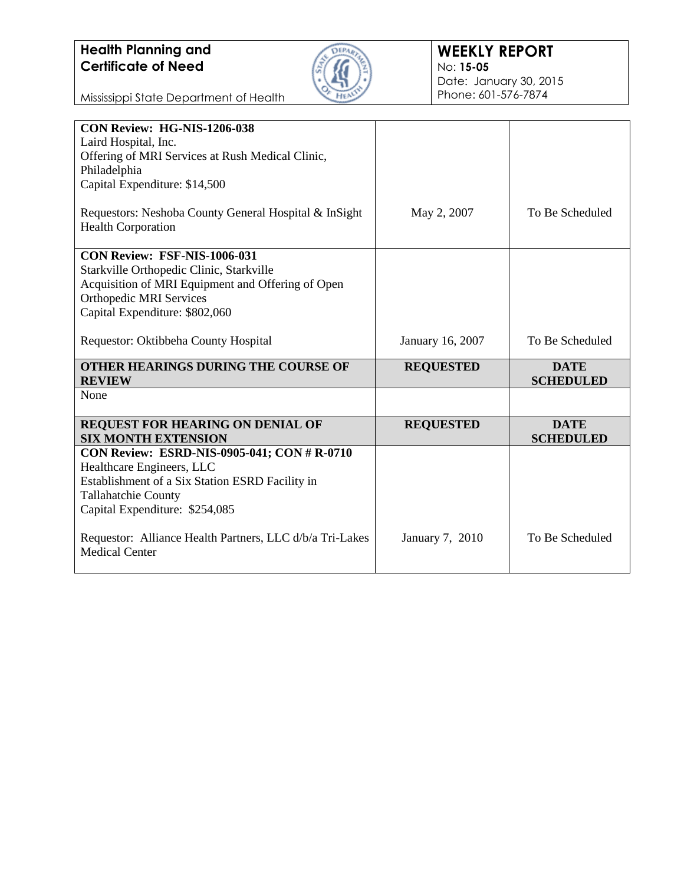**Health Planning and Certificate of Need**

Mississippi State Department of Health

**WEEKLY REPORT**
No: **15-05**
Date: January 30, 2015
Phone: 601-576-7874

| | | |
|---|---|---|
| **CON Review: HG-NIS-1206-038**<br>Laird Hospital, Inc.<br>Offering of MRI Services at Rush Medical Clinic, Philadelphia<br>Capital Expenditure: $14,500<br><br>Requestors: Neshoba County General Hospital & InSight Health Corporation | May 2, 2007 | To Be Scheduled |
| **CON Review: FSF-NIS-1006-031**<br>Starkville Orthopedic Clinic, Starkville<br>Acquisition of MRI Equipment and Offering of Open Orthopedic MRI Services<br>Capital Expenditure: $802,060<br><br>Requestor: Oktibbeha County Hospital | January 16, 2007 | To Be Scheduled |
| **OTHER HEARINGS DURING THE COURSE OF REVIEW** | **REQUESTED** | **DATE SCHEDULED** |
| None | | |
| **REQUEST FOR HEARING ON DENIAL OF SIX MONTH EXTENSION** | **REQUESTED** | **DATE SCHEDULED** |
| **CON Review: ESRD-NIS-0905-041; CON # R-0710**<br>Healthcare Engineers, LLC<br>Establishment of a Six Station ESRD Facility in Tallahatchie County<br>Capital Expenditure: $254,085<br><br>Requestor: Alliance Health Partners, LLC d/b/a Tri-Lakes Medical Center | January 7, 2010 | To Be Scheduled |